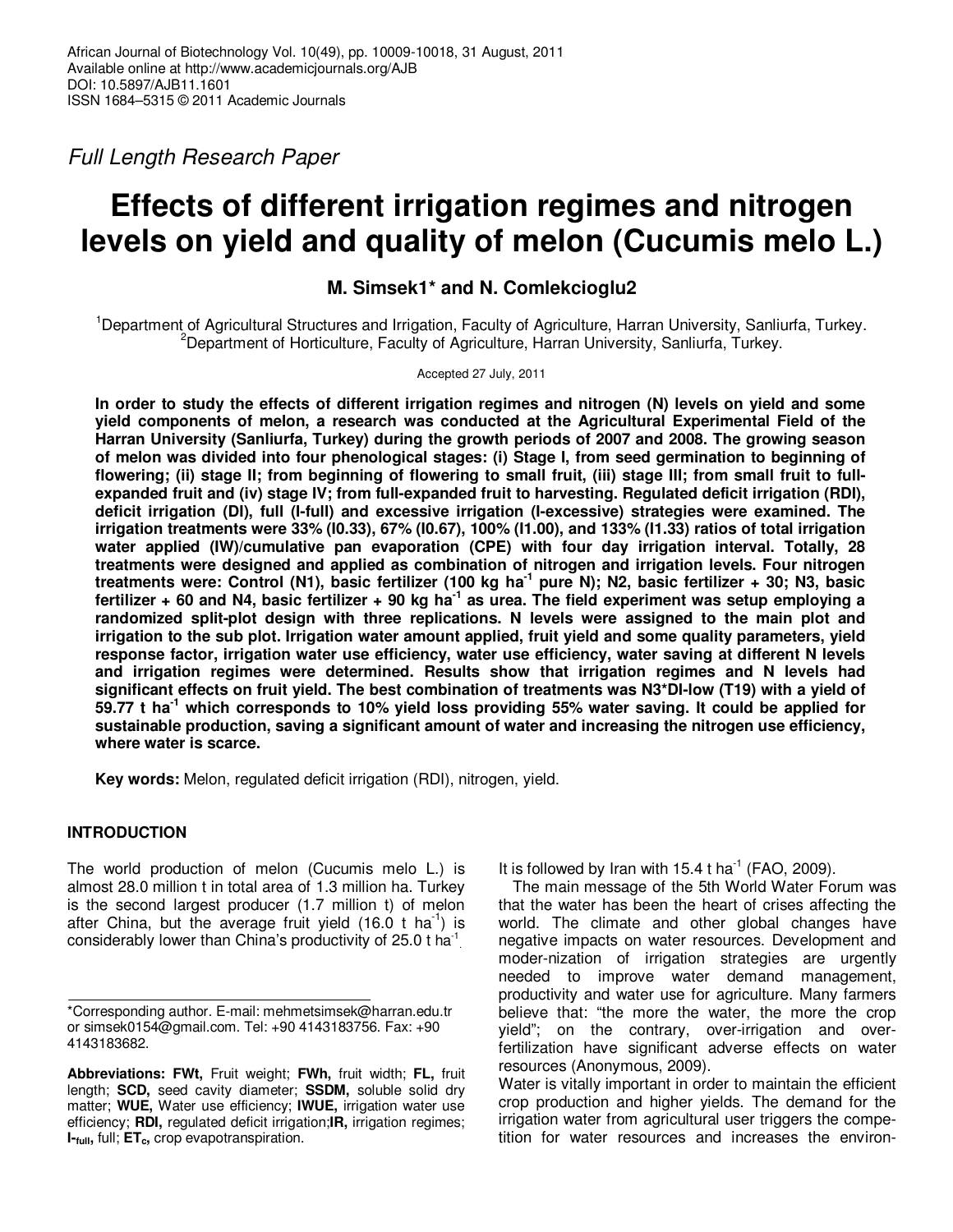*Full Length Research Paper*

# Effects of different irrigation regimes and nitrogen levels on yield and quality of melon (Cucumis melo L.)

**M. Simsek[1]* and N. Comlekcioglu[2]**

[1]Department of Agricultural Structures and Irrigation, Faculty of Agriculture, Harran University, Sanliurfa, Turkey.
[2]Department of Horticulture, Faculty of Agriculture, Harran University, Sanliurfa, Turkey.

Accepted 27 July, 2011

**In order to study the effects of different irrigation regimes and nitrogen (N) levels on yield and some yield components of melon, a research was conducted at the Agricultural Experimental Field of the Harran University (Sanliurfa, Turkey) during the growth periods of 2007 and 2008. The growing season of melon was divided into four phenological stages: (i) Stage I, from seed germination to beginning of flowering; (ii) stage II; from beginning of flowering to small fruit, (iii) stage III; from small fruit to full-expanded fruit and (iv) stage IV; from full-expanded fruit to harvesting. Regulated deficit irrigation (RDI), deficit irrigation (DI), full (I-full) and excessive irrigation (I-excessive) strategies were examined. The irrigation treatments were 33% (I0.33), 67% (I0.67), 100% (I1.00), and 133% (I1.33) ratios of total irrigation water applied (IW)/cumulative pan evaporation (CPE) with four day irrigation interval. Totally, 28 treatments were designed and applied as combination of nitrogen and irrigation levels. Four nitrogen treatments were: Control (N1), basic fertilizer (100 kg ha$^{-1}$ pure N); N2, basic fertilizer + 30; N3, basic fertilizer + 60 and N4, basic fertilizer + 90 kg ha$^{-1}$ as urea. The field experiment was setup employing a randomized split-plot design with three replications. N levels were assigned to the main plot and irrigation to the sub plot. Irrigation water amount applied, fruit yield and some quality parameters, yield response factor, irrigation water use efficiency, water use efficiency, water saving at different N levels and irrigation regimes were determined. Results show that irrigation regimes and N levels had significant effects on fruit yield. The best combination of treatments was N3*DI-low (T19) with a yield of 59.77 t ha$^{-1}$ which corresponds to 10% yield loss providing 55% water saving. It could be applied for sustainable production, saving a significant amount of water and increasing the nitrogen use efficiency, where water is scarce.**

**Key words:** Melon, regulated deficit irrigation (RDI), nitrogen, yield.

## INTRODUCTION

The world production of melon (Cucumis melo L.) is almost 28.0 million t in total area of 1.3 million ha. Turkey is the second largest producer (1.7 million t) of melon after China, but the average fruit yield (16.0 t ha$^{-1}$) is considerably lower than China's productivity of 25.0 t ha$^{-1}$. It is followed by Iran with 15.4 t ha$^{-1}$ (FAO, 2009).

The main message of the 5th World Water Forum was that the water has been the heart of crises affecting the world. The climate and other global changes have negative impacts on water resources. Development and moder-nization of irrigation strategies are urgently needed to improve water demand management, productivity and water use for agriculture. Many farmers believe that: "the more the water, the more the crop yield"; on the contrary, over-irrigation and over-fertilization have significant adverse effects on water resources (Anonymous, 2009).

Water is vitally important in order to maintain the efficient crop production and higher yields. The demand for the irrigation water from agricultural user triggers the compe-tition for water resources and increases the environ-

*Corresponding author. E-mail: mehmetsimsek@harran.edu.tr or simsek0154@gmail.com. Tel: +90 4143183756. Fax: +90 4143183682.

**Abbreviations: FWt,** Fruit weight; **FWh,** fruit width; **FL,** fruit length; **SCD,** seed cavity diameter; **SSDM,** soluble solid dry matter; **WUE,** Water use efficiency; **IWUE,** irrigation water use efficiency; **RDI,** regulated deficit irrigation; **IR,** irrigation regimes; **$I_{-full}$,** full; **$ET_c$,** crop evapotranspiration.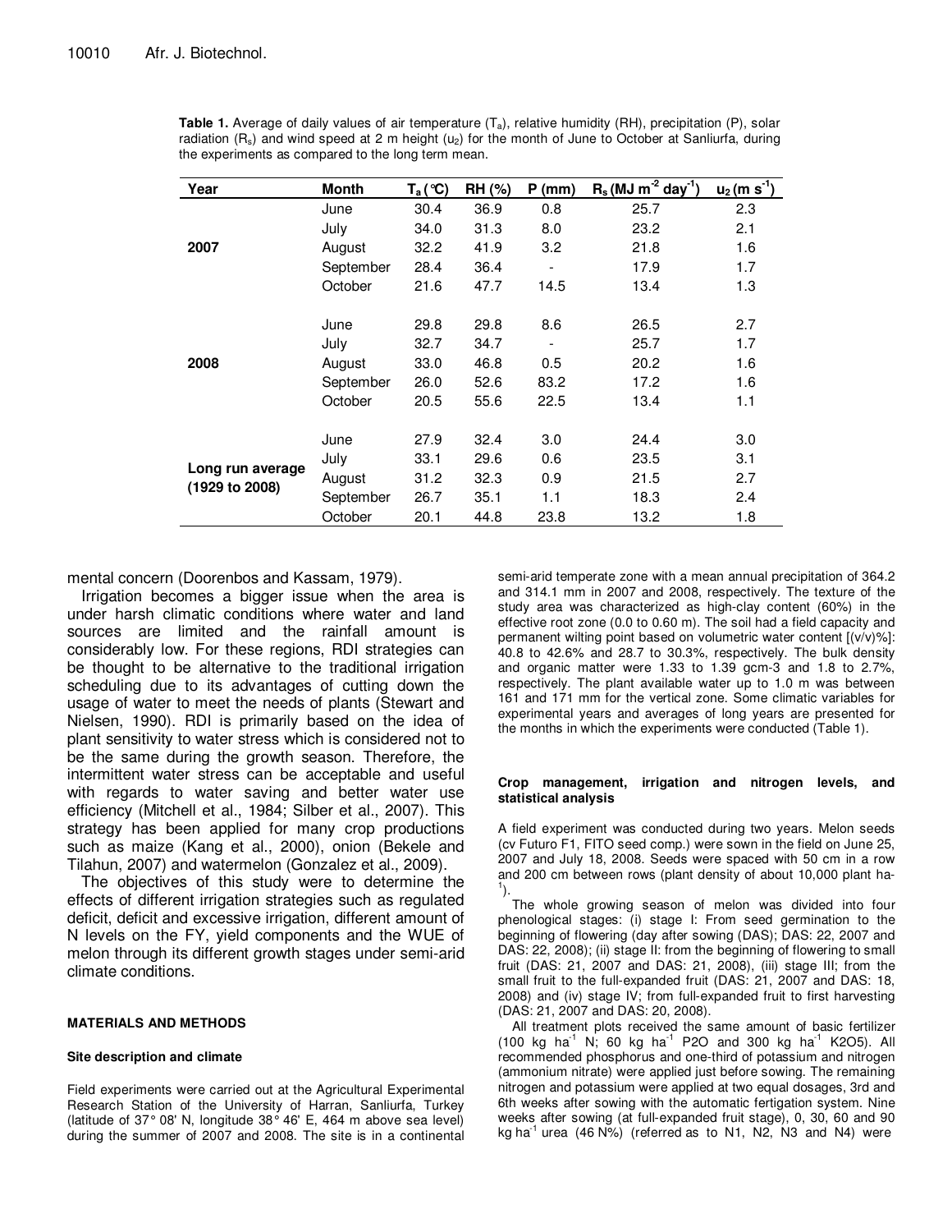**Table 1.** Average of daily values of air temperature ($T_a$), relative humidity (RH), precipitation (P), solar radiation ($R_s$) and wind speed at 2 m height ($u_2$) for the month of June to October at Sanliurfa, during the experiments as compared to the long term mean.

| Year | Month | $T_a$ (°C) | RH (%) | P (mm) | $R_s$ (MJ $m^{-2}$ $day^{-1}$) | $u_2$ (m $s^{-1}$) |
|---|---|---|---|---|---|---|
| 2007 | June | 30.4 | 36.9 | 0.8 | 25.7 | 2.3 |
| | July | 34.0 | 31.3 | 8.0 | 23.2 | 2.1 |
| | August | 32.2 | 41.9 | 3.2 | 21.8 | 1.6 |
| | September | 28.4 | 36.4 | - | 17.9 | 1.7 |
| | October | 21.6 | 47.7 | 14.5 | 13.4 | 1.3 |
| 2008 | June | 29.8 | 29.8 | 8.6 | 26.5 | 2.7 |
| | July | 32.7 | 34.7 | - | 25.7 | 1.7 |
| | August | 33.0 | 46.8 | 0.5 | 20.2 | 1.6 |
| | September | 26.0 | 52.6 | 83.2 | 17.2 | 1.6 |
| | October | 20.5 | 55.6 | 22.5 | 13.4 | 1.1 |
| Long run average (1929 to 2008) | June | 27.9 | 32.4 | 3.0 | 24.4 | 3.0 |
| | July | 33.1 | 29.6 | 0.6 | 23.5 | 3.1 |
| | August | 31.2 | 32.3 | 0.9 | 21.5 | 2.7 |
| | September | 26.7 | 35.1 | 1.1 | 18.3 | 2.4 |
| | October | 20.1 | 44.8 | 23.8 | 13.2 | 1.8 |

mental concern (Doorenbos and Kassam, 1979).

Irrigation becomes a bigger issue when the area is under harsh climatic conditions where water and land sources are limited and the rainfall amount is considerably low. For these regions, RDI strategies can be thought to be alternative to the traditional irrigation scheduling due to its advantages of cutting down the usage of water to meet the needs of plants (Stewart and Nielsen, 1990). RDI is primarily based on the idea of plant sensitivity to water stress which is considered not to be the same during the growth season. Therefore, the intermittent water stress can be acceptable and useful with regards to water saving and better water use efficiency (Mitchell et al., 1984; Silber et al., 2007). This strategy has been applied for many crop productions such as maize (Kang et al., 2000), onion (Bekele and Tilahun, 2007) and watermelon (Gonzalez et al., 2009).

The objectives of this study were to determine the effects of different irrigation strategies such as regulated deficit, deficit and excessive irrigation, different amount of N levels on the FY, yield components and the WUE of melon through its different growth stages under semi-arid climate conditions.

## MATERIALS AND METHODS

### Site description and climate

Field experiments were carried out at the Agricultural Experimental Research Station of the University of Harran, Sanliurfa, Turkey (latitude of 37° 08' N, longitude 38° 46' E, 464 m above sea level) during the summer of 2007 and 2008. The site is in a continental semi-arid temperate zone with a mean annual precipitation of 364.2 and 314.1 mm in 2007 and 2008, respectively. The texture of the study area was characterized as high-clay content (60%) in the effective root zone (0.0 to 0.60 m). The soil had a field capacity and permanent wilting point based on volumetric water content [(v/v)%]: 40.8 to 42.6% and 28.7 to 30.3%, respectively. The bulk density and organic matter were 1.33 to 1.39 gcm-3 and 1.8 to 2.7%, respectively. The plant available water up to 1.0 m was between 161 and 171 mm for the vertical zone. Some climatic variables for experimental years and averages of long years are presented for the months in which the experiments were conducted (Table 1).

### Crop management, irrigation and nitrogen levels, and statistical analysis

A field experiment was conducted during two years. Melon seeds (cv Futuro F1, FITO seed comp.) were sown in the field on June 25, 2007 and July 18, 2008. Seeds were spaced with 50 cm in a row and 200 cm between rows (plant density of about 10,000 plant $ha^{-1}$).

The whole growing season of melon was divided into four phenological stages: (i) stage I: From seed germination to the beginning of flowering (day after sowing (DAS); DAS: 22, 2007 and DAS: 22, 2008); (ii) stage II: from the beginning of flowering to small fruit (DAS: 21, 2007 and DAS: 21, 2008), (iii) stage III; from the small fruit to the full-expanded fruit (DAS: 21, 2007 and DAS: 18, 2008) and (iv) stage IV; from full-expanded fruit to first harvesting (DAS: 21, 2007 and DAS: 20, 2008).

All treatment plots received the same amount of basic fertilizer (100 kg $ha^{-1}$ N; 60 kg $ha^{-1}$ P2O and 300 kg $ha^{-1}$ K2O5). All recommended phosphorus and one-third of potassium and nitrogen (ammonium nitrate) were applied just before sowing. The remaining nitrogen and potassium were applied at two equal dosages, 3rd and 6th weeks after sowing with the automatic fertigation system. Nine weeks after sowing (at full-expanded fruit stage), 0, 30, 60 and 90 kg $ha^{-1}$ urea (46 N%) (referred as to N1, N2, N3 and N4) were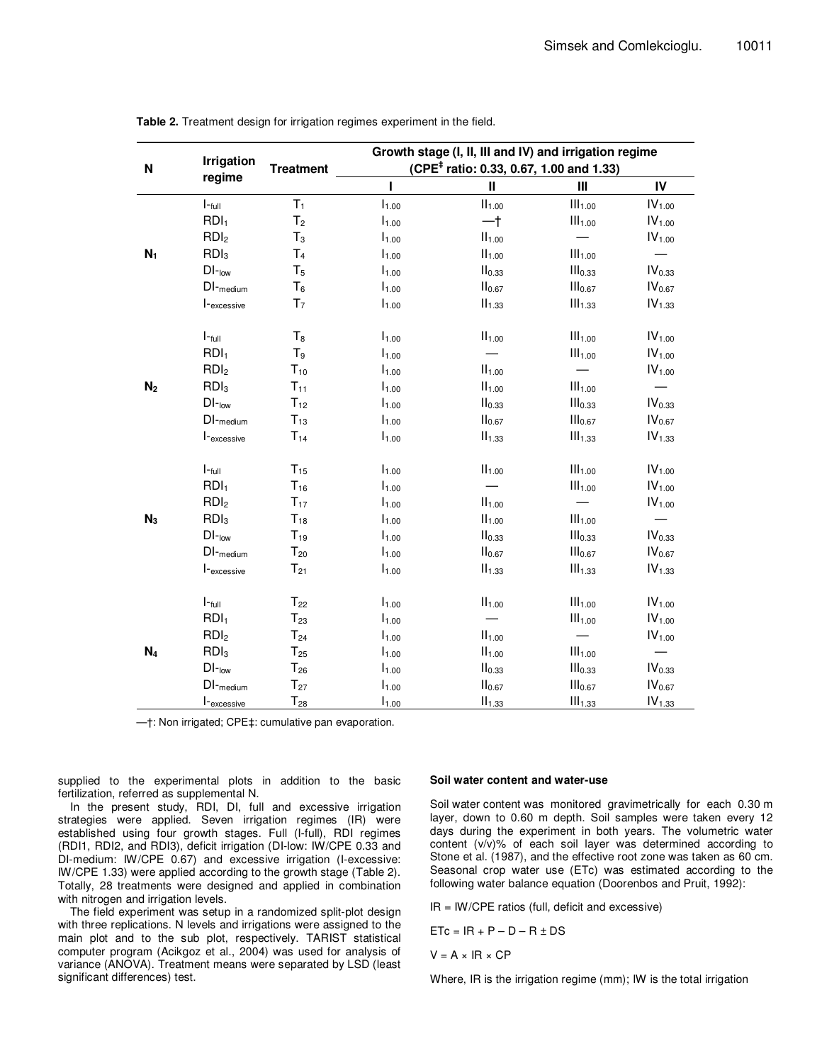**Table 2.** Treatment design for irrigation regimes experiment in the field.

| N | Irrigation regime | Treatment | Growth stage (I, II, III and IV) and irrigation regime (CPE[‡] ratio: 0.33, 0.67, 1.00 and 1.33) | | | |
|---|---|---|---|---|---|---|
| | | | I | II | III | IV |
| $N_1$ | I-$_{full}$ | $T_1$ | $I_{1.00}$ | $II_{1.00}$ | $III_{1.00}$ | $IV_{1.00}$ |
| | $RDI_1$ | $T_2$ | $I_{1.00}$ | —† | $III_{1.00}$ | $IV_{1.00}$ |
| | $RDI_2$ | $T_3$ | $I_{1.00}$ | $II_{1.00}$ | — | $IV_{1.00}$ |
| | $RDI_3$ | $T_4$ | $I_{1.00}$ | $II_{1.00}$ | $III_{1.00}$ | — |
| | DI-$_{low}$ | $T_5$ | $I_{1.00}$ | $II_{0.33}$ | $III_{0.33}$ | $IV_{0.33}$ |
| | DI-$_{medium}$ | $T_6$ | $I_{1.00}$ | $II_{0.67}$ | $III_{0.67}$ | $IV_{0.67}$ |
| | I-$_{excessive}$ | $T_7$ | $I_{1.00}$ | $II_{1.33}$ | $III_{1.33}$ | $IV_{1.33}$ |
| $N_2$ | I-$_{full}$ | $T_8$ | $I_{1.00}$ | $II_{1.00}$ | $III_{1.00}$ | $IV_{1.00}$ |
| | $RDI_1$ | $T_9$ | $I_{1.00}$ | — | $III_{1.00}$ | $IV_{1.00}$ |
| | $RDI_2$ | $T_{10}$ | $I_{1.00}$ | $II_{1.00}$ | — | $IV_{1.00}$ |
| | $RDI_3$ | $T_{11}$ | $I_{1.00}$ | $II_{1.00}$ | $III_{1.00}$ | — |
| | DI-$_{low}$ | $T_{12}$ | $I_{1.00}$ | $II_{0.33}$ | $III_{0.33}$ | $IV_{0.33}$ |
| | DI-$_{medium}$ | $T_{13}$ | $I_{1.00}$ | $II_{0.67}$ | $III_{0.67}$ | $IV_{0.67}$ |
| | I-$_{excessive}$ | $T_{14}$ | $I_{1.00}$ | $II_{1.33}$ | $III_{1.33}$ | $IV_{1.33}$ |
| $N_3$ | I-$_{full}$ | $T_{15}$ | $I_{1.00}$ | $II_{1.00}$ | $III_{1.00}$ | $IV_{1.00}$ |
| | $RDI_1$ | $T_{16}$ | $I_{1.00}$ | — | $III_{1.00}$ | $IV_{1.00}$ |
| | $RDI_2$ | $T_{17}$ | $I_{1.00}$ | $II_{1.00}$ | — | $IV_{1.00}$ |
| | $RDI_3$ | $T_{18}$ | $I_{1.00}$ | $II_{1.00}$ | $III_{1.00}$ | — |
| | DI-$_{low}$ | $T_{19}$ | $I_{1.00}$ | $II_{0.33}$ | $III_{0.33}$ | $IV_{0.33}$ |
| | DI-$_{medium}$ | $T_{20}$ | $I_{1.00}$ | $II_{0.67}$ | $III_{0.67}$ | $IV_{0.67}$ |
| | I-$_{excessive}$ | $T_{21}$ | $I_{1.00}$ | $II_{1.33}$ | $III_{1.33}$ | $IV_{1.33}$ |
| $N_4$ | I-$_{full}$ | $T_{22}$ | $I_{1.00}$ | $II_{1.00}$ | $III_{1.00}$ | $IV_{1.00}$ |
| | $RDI_1$ | $T_{23}$ | $I_{1.00}$ | — | $III_{1.00}$ | $IV_{1.00}$ |
| | $RDI_2$ | $T_{24}$ | $I_{1.00}$ | $II_{1.00}$ | — | $IV_{1.00}$ |
| | $RDI_3$ | $T_{25}$ | $I_{1.00}$ | $II_{1.00}$ | $III_{1.00}$ | — |
| | DI-$_{low}$ | $T_{26}$ | $I_{1.00}$ | $II_{0.33}$ | $III_{0.33}$ | $IV_{0.33}$ |
| | DI-$_{medium}$ | $T_{27}$ | $I_{1.00}$ | $II_{0.67}$ | $III_{0.67}$ | $IV_{0.67}$ |
| | I-$_{excessive}$ | $T_{28}$ | $I_{1.00}$ | $II_{1.33}$ | $III_{1.33}$ | $IV_{1.33}$ |

—†: Non irrigated; CPE‡: cumulative pan evaporation.

supplied to the experimental plots in addition to the basic fertilization, referred as supplemental N.

In the present study, RDI, DI, full and excessive irrigation strategies were applied. Seven irrigation regimes (IR) were established using four growth stages. Full (I-full), RDI regimes (RDI1, RDI2, and RDI3), deficit irrigation (DI-low: IW/CPE 0.33 and DI-medium: IW/CPE 0.67) and excessive irrigation (I-excessive: IW/CPE 1.33) were applied according to the growth stage (Table 2). Totally, 28 treatments were designed and applied in combination with nitrogen and irrigation levels.

The field experiment was setup in a randomized split-plot design with three replications. N levels and irrigations were assigned to the main plot and to the sub plot, respectively. TARIST statistical computer program (Acikgoz et al., 2004) was used for analysis of variance (ANOVA). Treatment means were separated by LSD (least significant differences) test.

### Soil water content and water-use

Soil water content was monitored gravimetrically for each 0.30 m layer, down to 0.60 m depth. Soil samples were taken every 12 days during the experiment in both years. The volumetric water content (v/v)% of each soil layer was determined according to Stone et al. (1987), and the effective root zone was taken as 60 cm. Seasonal crop water use (ETc) was estimated according to the following water balance equation (Doorenbos and Pruit, 1992):

IR = IW/CPE ratios (full, deficit and excessive)

$$ETc = IR + P - D - R \pm DS$$

$$V = A \times IR \times CP$$

Where, IR is the irrigation regime (mm); IW is the total irrigation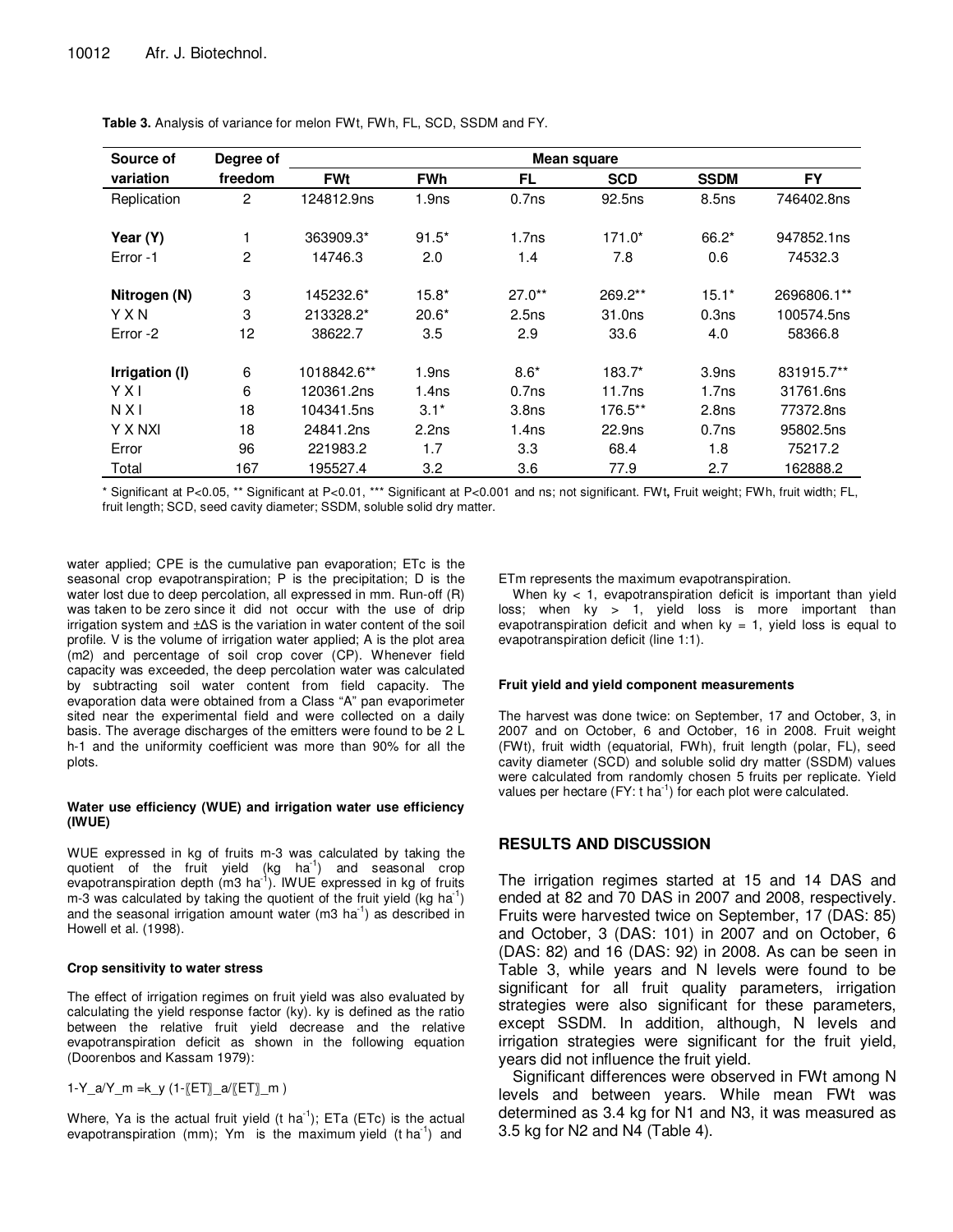**Table 3.** Analysis of variance for melon FWt, FWh, FL, SCD, SSDM and FY.

| Source of variation | Degree of freedom | Mean square | | | | | |
|---|---|---|---|---|---|---|---|
| | | FWt | FWh | FL | SCD | SSDM | FY |
| Replication | 2 | 124812.9ns | 1.9ns | 0.7ns | 92.5ns | 8.5ns | 746402.8ns |
| **Year (Y)** | 1 | 363909.3* | 91.5* | 1.7ns | 171.0* | 66.2* | 947852.1ns |
| Error -1 | 2 | 14746.3 | 2.0 | 1.4 | 7.8 | 0.6 | 74532.3 |
| **Nitrogen (N)** | 3 | 145232.6* | 15.8* | 27.0** | 269.2** | 15.1* | 2696806.1** |
| Y X N | 3 | 213328.2* | 20.6* | 2.5ns | 31.0ns | 0.3ns | 100574.5ns |
| Error -2 | 12 | 38622.7 | 3.5 | 2.9 | 33.6 | 4.0 | 58366.8 |
| **Irrigation (I)** | 6 | 1018842.6** | 1.9ns | 8.6* | 183.7* | 3.9ns | 831915.7** |
| Y X I | 6 | 120361.2ns | 1.4ns | 0.7ns | 11.7ns | 1.7ns | 31761.6ns |
| N X I | 18 | 104341.5ns | 3.1* | 3.8ns | 176.5** | 2.8ns | 77372.8ns |
| Y X NXI | 18 | 24841.2ns | 2.2ns | 1.4ns | 22.9ns | 0.7ns | 95802.5ns |
| Error | 96 | 221983.2 | 1.7 | 3.3 | 68.4 | 1.8 | 75217.2 |
| Total | 167 | 195527.4 | 3.2 | 3.6 | 77.9 | 2.7 | 162888.2 |

\* Significant at $P<0.05$, \*\* Significant at $P<0.01$, \*\*\* Significant at $P<0.001$ and ns; not significant. FWt, Fruit weight; FWh, fruit width; FL, fruit length; SCD, seed cavity diameter; SSDM, soluble solid dry matter.

water applied; CPE is the cumulative pan evaporation; ETc is the seasonal crop evapotranspiration; P is the precipitation; D is the water lost due to deep percolation, all expressed in mm. Run-off (R) was taken to be zero since it did not occur with the use of drip irrigation system and $\pm\Delta S$ is the variation in water content of the soil profile. V is the volume of irrigation water applied; A is the plot area (m2) and percentage of soil crop cover (CP). Whenever field capacity was exceeded, the deep percolation water was calculated by subtracting soil water content from field capacity. The evaporation data were obtained from a Class "A" pan evaporimeter sited near the experimental field and were collected on a daily basis. The average discharges of the emitters were found to be 2 L h-1 and the uniformity coefficient was more than 90% for all the plots.

#### Water use efficiency (WUE) and irrigation water use efficiency (IWUE)

WUE expressed in kg of fruits m-3 was calculated by taking the quotient of the fruit yield (kg $ha^{-1}$) and seasonal crop evapotranspiration depth (m3 $ha^{-1}$). IWUE expressed in kg of fruits m-3 was calculated by taking the quotient of the fruit yield (kg $ha^{-1}$) and the seasonal irrigation amount water (m3 $ha^{-1}$) as described in Howell et al. (1998).

#### Crop sensitivity to water stress

The effect of irrigation regimes on fruit yield was also evaluated by calculating the yield response factor (ky). ky is defined as the ratio between the relative fruit yield decrease and the relative evapotranspiration deficit as shown in the following equation (Doorenbos and Kassam 1979):

$$1-Y_a/Y_m = k_y\,(1-ET_a/ET_m)$$

Where, Ya is the actual fruit yield (t $ha^{-1}$); ETa (ETc) is the actual evapotranspiration (mm); Ym is the maximum yield (t $ha^{-1}$) and ETm represents the maximum evapotranspiration.

When ky < 1, evapotranspiration deficit is important than yield loss; when ky > 1, yield loss is more important than evapotranspiration deficit and when ky = 1, yield loss is equal to evapotranspiration deficit (line 1:1).

#### Fruit yield and yield component measurements

The harvest was done twice: on September, 17 and October, 3, in 2007 and on October, 6 and October, 16 in 2008. Fruit weight (FWt), fruit width (equatorial, FWh), fruit length (polar, FL), seed cavity diameter (SCD) and soluble solid dry matter (SSDM) values were calculated from randomly chosen 5 fruits per replicate. Yield values per hectare (FY: t $ha^{-1}$) for each plot were calculated.

## RESULTS AND DISCUSSION

The irrigation regimes started at 15 and 14 DAS and ended at 82 and 70 DAS in 2007 and 2008, respectively. Fruits were harvested twice on September, 17 (DAS: 85) and October, 3 (DAS: 101) in 2007 and on October, 6 (DAS: 82) and 16 (DAS: 92) in 2008. As can be seen in Table 3, while years and N levels were found to be significant for all fruit quality parameters, irrigation strategies were also significant for these parameters, except SSDM. In addition, although, N levels and irrigation strategies were significant for the fruit yield, years did not influence the fruit yield.

Significant differences were observed in FWt among N levels and between years. While mean FWt was determined as 3.4 kg for N1 and N3, it was measured as 3.5 kg for N2 and N4 (Table 4).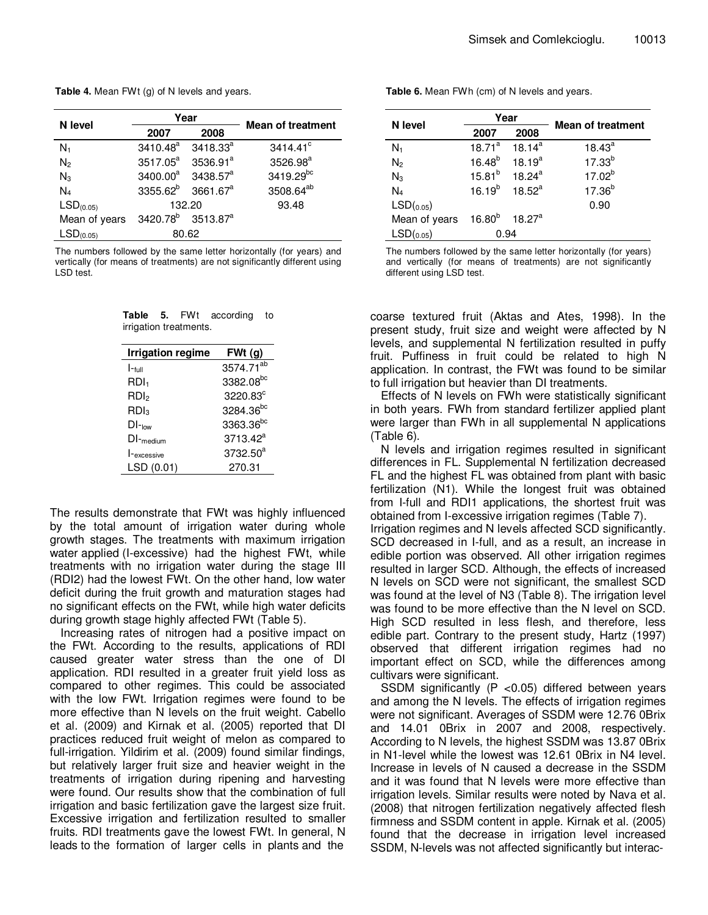**Table 4.** Mean FWt (g) of N levels and years.

| N level | Year | | Mean of treatment |
|---|---|---|---|
| | 2007 | 2008 | |
| $N_1$ | 3410.48[a] | 3418.33[a] | 3414.41[c] |
| $N_2$ | 3517.05[a] | 3536.91[a] | 3526.98[a] |
| $N_3$ | 3400.00[a] | 3438.57[a] | 3419.29[bc] |
| $N_4$ | 3355.62[b] | 3661.67[a] | 3508.64[ab] |
| $LSD_{(0.05)}$ | 132.20 | | 93.48 |
| Mean of years | 3420.78[b] | 3513.87[a] | |
| $LSD_{(0.05)}$ | 80.62 | | |

The numbers followed by the same letter horizontally (for years) and vertically (for means of treatments) are not significantly different using LSD test.

**Table 5.** FWt according to irrigation treatments.

| Irrigation regime | FWt (g) |
|---|---|
| $I_{-full}$ | 3574.71[ab] |
| $RDI_1$ | 3382.08[bc] |
| $RDI_2$ | 3220.83[c] |
| $RDI_3$ | 3284.36[bc] |
| $DI_{-low}$ | 3363.36[bc] |
| $DI_{-medium}$ | 3713.42[a] |
| $I_{-excessive}$ | 3732.50[a] |
| LSD (0.01) | 270.31 |

The results demonstrate that FWt was highly influenced by the total amount of irrigation water during whole growth stages. The treatments with maximum irrigation water applied (I-excessive) had the highest FWt, while treatments with no irrigation water during the stage III (RDI2) had the lowest FWt. On the other hand, low water deficit during the fruit growth and maturation stages had no significant effects on the FWt, while high water deficits during growth stage highly affected FWt (Table 5).

Increasing rates of nitrogen had a positive impact on the FWt. According to the results, applications of RDI caused greater water stress than the one of DI application. RDI resulted in a greater fruit yield loss as compared to other regimes. This could be associated with the low FWt. Irrigation regimes were found to be more effective than N levels on the fruit weight. Cabello et al. (2009) and Kirnak et al. (2005) reported that DI practices reduced fruit weight of melon as compared to full-irrigation. Yildirim et al. (2009) found similar findings, but relatively larger fruit size and heavier weight in the treatments of irrigation during ripening and harvesting were found. Our results show that the combination of full irrigation and basic fertilization gave the largest size fruit. Excessive irrigation and fertilization resulted to smaller fruits. RDI treatments gave the lowest FWt. In general, N leads to the formation of larger cells in plants and the

**Table 6.** Mean FWh (cm) of N levels and years.

| N level | Year | | Mean of treatment |
|---|---|---|---|
| | 2007 | 2008 | |
| $N_1$ | 18.71[a] | 18.14[a] | 18.43[a] |
| $N_2$ | 16.48[b] | 18.19[a] | 17.33[b] |
| $N_3$ | 15.81[b] | 18.24[a] | 17.02[b] |
| $N_4$ | 16.19[b] | 18.52[a] | 17.36[b] |
| $LSD_{(0.05)}$ | | | 0.90 |
| Mean of years | 16.80[b] | 18.27[a] | |
| $LSD_{(0.05)}$ | 0.94 | | |

The numbers followed by the same letter horizontally (for years) and vertically (for means of treatments) are not significantly different using LSD test.

coarse textured fruit (Aktas and Ates, 1998). In the present study, fruit size and weight were affected by N levels, and supplemental N fertilization resulted in puffy fruit. Puffiness in fruit could be related to high N application. In contrast, the FWt was found to be similar to full irrigation but heavier than DI treatments.

Effects of N levels on FWh were statistically significant in both years. FWh from standard fertilizer applied plant were larger than FWh in all supplemental N applications (Table 6).

N levels and irrigation regimes resulted in significant differences in FL. Supplemental N fertilization decreased FL and the highest FL was obtained from plant with basic fertilization (N1). While the longest fruit was obtained from I-full and RDI1 applications, the shortest fruit was obtained from I-excessive irrigation regimes (Table 7).

Irrigation regimes and N levels affected SCD significantly. SCD decreased in I-full, and as a result, an increase in edible portion was observed. All other irrigation regimes resulted in larger SCD. Although, the effects of increased N levels on SCD were not significant, the smallest SCD was found at the level of N3 (Table 8). The irrigation level was found to be more effective than the N level on SCD. High SCD resulted in less flesh, and therefore, less edible part. Contrary to the present study, Hartz (1997) observed that different irrigation regimes had no important effect on SCD, while the differences among cultivars were significant.

SSDM significantly ($P < 0.05$) differed between years and among the N levels. The effects of irrigation regimes were not significant. Averages of SSDM were 12.76 0Brix and 14.01 0Brix in 2007 and 2008, respectively. According to N levels, the highest SSDM was 13.87 0Brix in N1-level while the lowest was 12.61 0Brix in N4 level. Increase in levels of N caused a decrease in the SSDM and it was found that N levels were more effective than irrigation levels. Similar results were noted by Nava et al. (2008) that nitrogen fertilization negatively affected flesh firmness and SSDM content in apple. Kirnak et al. (2005) found that the decrease in irrigation level increased SSDM, N-levels was not affected significantly but interac-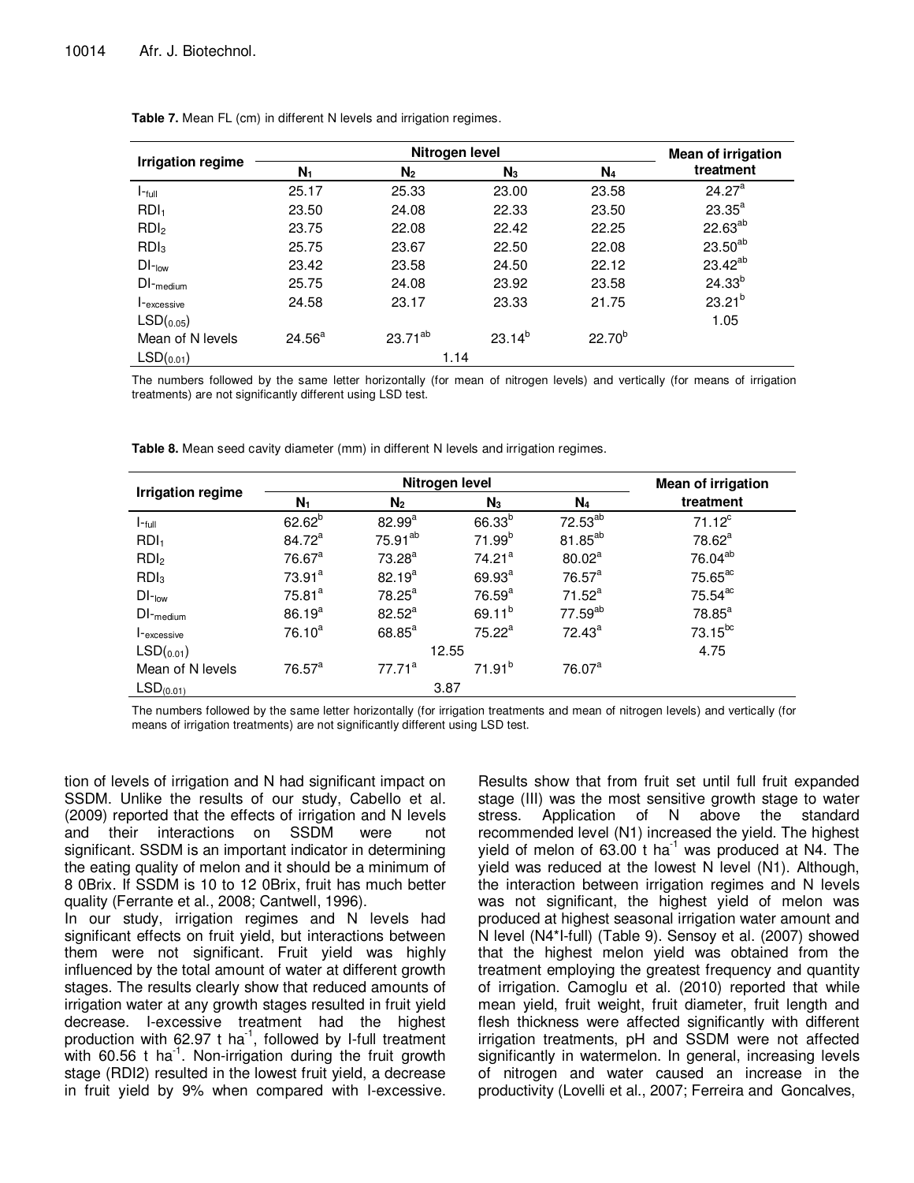**Table 7.** Mean FL (cm) in different N levels and irrigation regimes.

| Irrigation regime | Nitrogen level | | | | Mean of irrigation treatment |
|---|---|---|---|---|---|
| | $N_1$ | $N_2$ | $N_3$ | $N_4$ | |
| $I_{-full}$ | 25.17 | 25.33 | 23.00 | 23.58 | $24.27^{a}$ |
| $RDI_1$ | 23.50 | 24.08 | 22.33 | 23.50 | $23.35^{a}$ |
| $RDI_2$ | 23.75 | 22.08 | 22.42 | 22.25 | $22.63^{ab}$ |
| $RDI_3$ | 25.75 | 23.67 | 22.50 | 22.08 | $23.50^{ab}$ |
| $DI_{-low}$ | 23.42 | 23.58 | 24.50 | 22.12 | $23.42^{ab}$ |
| $DI_{-medium}$ | 25.75 | 24.08 | 23.92 | 23.58 | $24.33^{b}$ |
| $I_{-excessive}$ | 24.58 | 23.17 | 23.33 | 21.75 | $23.21^{b}$ |
| $LSD_{(0.05)}$ | | | | | 1.05 |
| Mean of N levels | $24.56^{a}$ | $23.71^{ab}$ | $23.14^{b}$ | $22.70^{b}$ | |
| $LSD_{(0.01)}$ | | 1.14 | | | |

The numbers followed by the same letter horizontally (for mean of nitrogen levels) and vertically (for means of irrigation treatments) are not significantly different using LSD test.

**Table 8.** Mean seed cavity diameter (mm) in different N levels and irrigation regimes.

| Irrigation regime | Nitrogen level | | | | Mean of irrigation treatment |
|---|---|---|---|---|---|
| | $N_1$ | $N_2$ | $N_3$ | $N_4$ | |
| $I_{-full}$ | $62.62^{b}$ | $82.99^{a}$ | $66.33^{b}$ | $72.53^{ab}$ | $71.12^{c}$ |
| $RDI_1$ | $84.72^{a}$ | $75.91^{ab}$ | $71.99^{b}$ | $81.85^{ab}$ | $78.62^{a}$ |
| $RDI_2$ | $76.67^{a}$ | $73.28^{a}$ | $74.21^{a}$ | $80.02^{a}$ | $76.04^{ab}$ |
| $RDI_3$ | $73.91^{a}$ | $82.19^{a}$ | $69.93^{a}$ | $76.57^{a}$ | $75.65^{ac}$ |
| $DI_{-low}$ | $75.81^{a}$ | $78.25^{a}$ | $76.59^{a}$ | $71.52^{a}$ | $75.54^{ac}$ |
| $DI_{-medium}$ | $86.19^{a}$ | $82.52^{a}$ | $69.11^{b}$ | $77.59^{ab}$ | $78.85^{a}$ |
| $I_{-excessive}$ | $76.10^{a}$ | $68.85^{a}$ | $75.22^{a}$ | $72.43^{a}$ | $73.15^{bc}$ |
| $LSD_{(0.01)}$ | | 12.55 | | | 4.75 |
| Mean of N levels | $76.57^{a}$ | $77.71^{a}$ | $71.91^{b}$ | $76.07^{a}$ | |
| $LSD_{(0.01)}$ | | 3.87 | | | |

The numbers followed by the same letter horizontally (for irrigation treatments and mean of nitrogen levels) and vertically (for means of irrigation treatments) are not significantly different using LSD test.

tion of levels of irrigation and N had significant impact on SSDM. Unlike the results of our study, Cabello et al. (2009) reported that the effects of irrigation and N levels and their interactions on SSDM were not significant. SSDM is an important indicator in determining the eating quality of melon and it should be a minimum of 8 0Brix. If SSDM is 10 to 12 0Brix, fruit has much better quality (Ferrante et al., 2008; Cantwell, 1996).

In our study, irrigation regimes and N levels had significant effects on fruit yield, but interactions between them were not significant. Fruit yield was highly influenced by the total amount of water at different growth stages. The results clearly show that reduced amounts of irrigation water at any growth stages resulted in fruit yield decrease. I-excessive treatment had the highest production with 62.97 t ha$^{-1}$, followed by I-full treatment with 60.56 t ha$^{-1}$. Non-irrigation during the fruit growth stage (RDI2) resulted in the lowest fruit yield, a decrease in fruit yield by 9% when compared with I-excessive. Results show that from fruit set until full fruit expanded stage (III) was the most sensitive growth stage to water stress. Application of N above the standard recommended level (N1) increased the yield. The highest yield of melon of 63.00 t ha$^{-1}$ was produced at N4. The yield was reduced at the lowest N level (N1). Although, the interaction between irrigation regimes and N levels was not significant, the highest yield of melon was produced at highest seasonal irrigation water amount and N level (N4*I-full) (Table 9). Sensoy et al. (2007) showed that the highest melon yield was obtained from the treatment employing the greatest frequency and quantity of irrigation. Camoglu et al. (2010) reported that while mean yield, fruit weight, fruit diameter, fruit length and flesh thickness were affected significantly with different irrigation treatments, pH and SSDM were not affected significantly in watermelon. In general, increasing levels of nitrogen and water caused an increase in the productivity (Lovelli et al., 2007; Ferreira and Goncalves,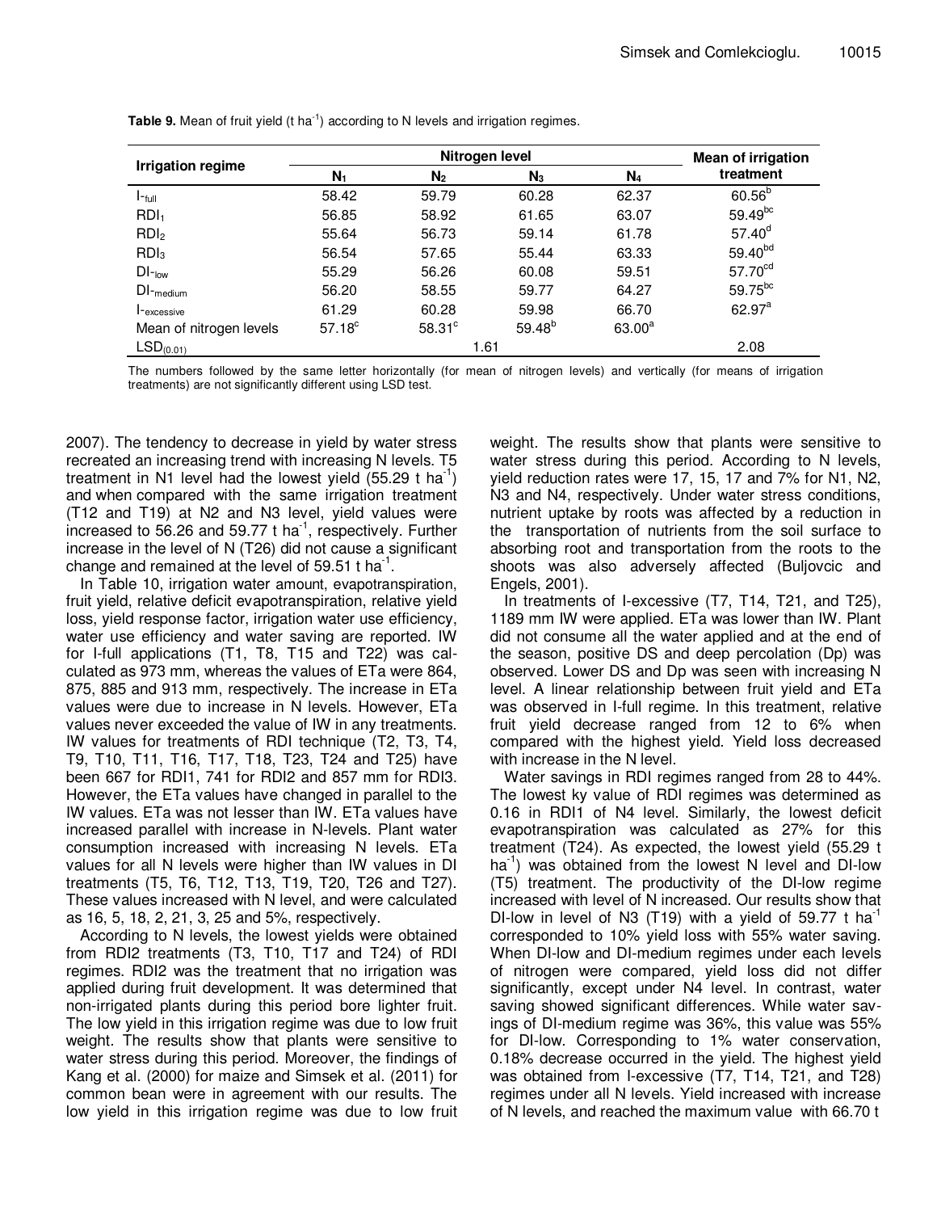**Table 9.** Mean of fruit yield (t ha$^{-1}$) according to N levels and irrigation regimes.

| Irrigation regime | Nitrogen level | | | | Mean of irrigation treatment |
|---|---|---|---|---|---|
| | $N_1$ | $N_2$ | $N_3$ | $N_4$ | |
| $I_{-full}$ | 58.42 | 59.79 | 60.28 | 62.37 | 60.56$^b$ |
| $RDI_1$ | 56.85 | 58.92 | 61.65 | 63.07 | 59.49$^{bc}$ |
| $RDI_2$ | 55.64 | 56.73 | 59.14 | 61.78 | 57.40$^d$ |
| $RDI_3$ | 56.54 | 57.65 | 55.44 | 63.33 | 59.40$^{bd}$ |
| $DI_{-low}$ | 55.29 | 56.26 | 60.08 | 59.51 | 57.70$^{cd}$ |
| $DI_{-medium}$ | 56.20 | 58.55 | 59.77 | 64.27 | 59.75$^{bc}$ |
| $I_{-excessive}$ | 61.29 | 60.28 | 59.98 | 66.70 | 62.97$^a$ |
| Mean of nitrogen levels | 57.18$^c$ | 58.31$^c$ | 59.48$^b$ | 63.00$^a$ | |
| $LSD_{(0.01)}$ | | 1.61 | | | 2.08 |

The numbers followed by the same letter horizontally (for mean of nitrogen levels) and vertically (for means of irrigation treatments) are not significantly different using LSD test.

2007). The tendency to decrease in yield by water stress recreated an increasing trend with increasing N levels. T5 treatment in N1 level had the lowest yield (55.29 t ha$^{-1}$) and when compared with the same irrigation treatment (T12 and T19) at N2 and N3 level, yield values were increased to 56.26 and 59.77 t ha$^{-1}$, respectively. Further increase in the level of N (T26) did not cause a significant change and remained at the level of 59.51 t ha$^{-1}$.

In Table 10, irrigation water amount, evapotranspiration, fruit yield, relative deficit evapotranspiration, relative yield loss, yield response factor, irrigation water use efficiency, water use efficiency and water saving are reported. IW for I-full applications (T1, T8, T15 and T22) was calculated as 973 mm, whereas the values of ETa were 864, 875, 885 and 913 mm, respectively. The increase in ETa values were due to increase in N levels. However, ETa values never exceeded the value of IW in any treatments. IW values for treatments of RDI technique (T2, T3, T4, T9, T10, T11, T16, T17, T18, T23, T24 and T25) have been 667 for RDI1, 741 for RDI2 and 857 mm for RDI3. However, the ETa values have changed in parallel to the IW values. ETa was not lesser than IW. ETa values have increased parallel with increase in N-levels. Plant water consumption increased with increasing N levels. ETa values for all N levels were higher than IW values in DI treatments (T5, T6, T12, T13, T19, T20, T26 and T27). These values increased with N level, and were calculated as 16, 5, 18, 2, 21, 3, 25 and 5%, respectively.

According to N levels, the lowest yields were obtained from RDI2 treatments (T3, T10, T17 and T24) of RDI regimes. RDI2 was the treatment that no irrigation was applied during fruit development. It was determined that non-irrigated plants during this period bore lighter fruit. The low yield in this irrigation regime was due to low fruit weight. The results show that plants were sensitive to water stress during this period. Moreover, the findings of Kang et al. (2000) for maize and Simsek et al. (2011) for common bean were in agreement with our results. The low yield in this irrigation regime was due to low fruit weight. The results show that plants were sensitive to water stress during this period. According to N levels, yield reduction rates were 17, 15, 17 and 7% for N1, N2, N3 and N4, respectively. Under water stress conditions, nutrient uptake by roots was affected by a reduction in the transportation of nutrients from the soil surface to absorbing root and transportation from the roots to the shoots was also adversely affected (Buljovcic and Engels, 2001).

In treatments of I-excessive (T7, T14, T21, and T25), 1189 mm IW were applied. ETa was lower than IW. Plant did not consume all the water applied and at the end of the season, positive DS and deep percolation (Dp) was observed. Lower DS and Dp was seen with increasing N level. A linear relationship between fruit yield and ETa was observed in I-full regime. In this treatment, relative fruit yield decrease ranged from 12 to 6% when compared with the highest yield. Yield loss decreased with increase in the N level.

Water savings in RDI regimes ranged from 28 to 44%. The lowest ky value of RDI regimes was determined as 0.16 in RDI1 of N4 level. Similarly, the lowest deficit evapotranspiration was calculated as 27% for this treatment (T24). As expected, the lowest yield (55.29 t ha$^{-1}$) was obtained from the lowest N level and DI-low (T5) treatment. The productivity of the DI-low regime increased with level of N increased. Our results show that DI-low in level of N3 (T19) with a yield of 59.77 t ha$^{-1}$ corresponded to 10% yield loss with 55% water saving. When DI-low and DI-medium regimes under each levels of nitrogen were compared, yield loss did not differ significantly, except under N4 level. In contrast, water saving showed significant differences. While water savings of DI-medium regime was 36%, this value was 55% for DI-low. Corresponding to 1% water conservation, 0.18% decrease occurred in the yield. The highest yield was obtained from I-excessive (T7, T14, T21, and T28) regimes under all N levels. Yield increased with increase of N levels, and reached the maximum value with 66.70 t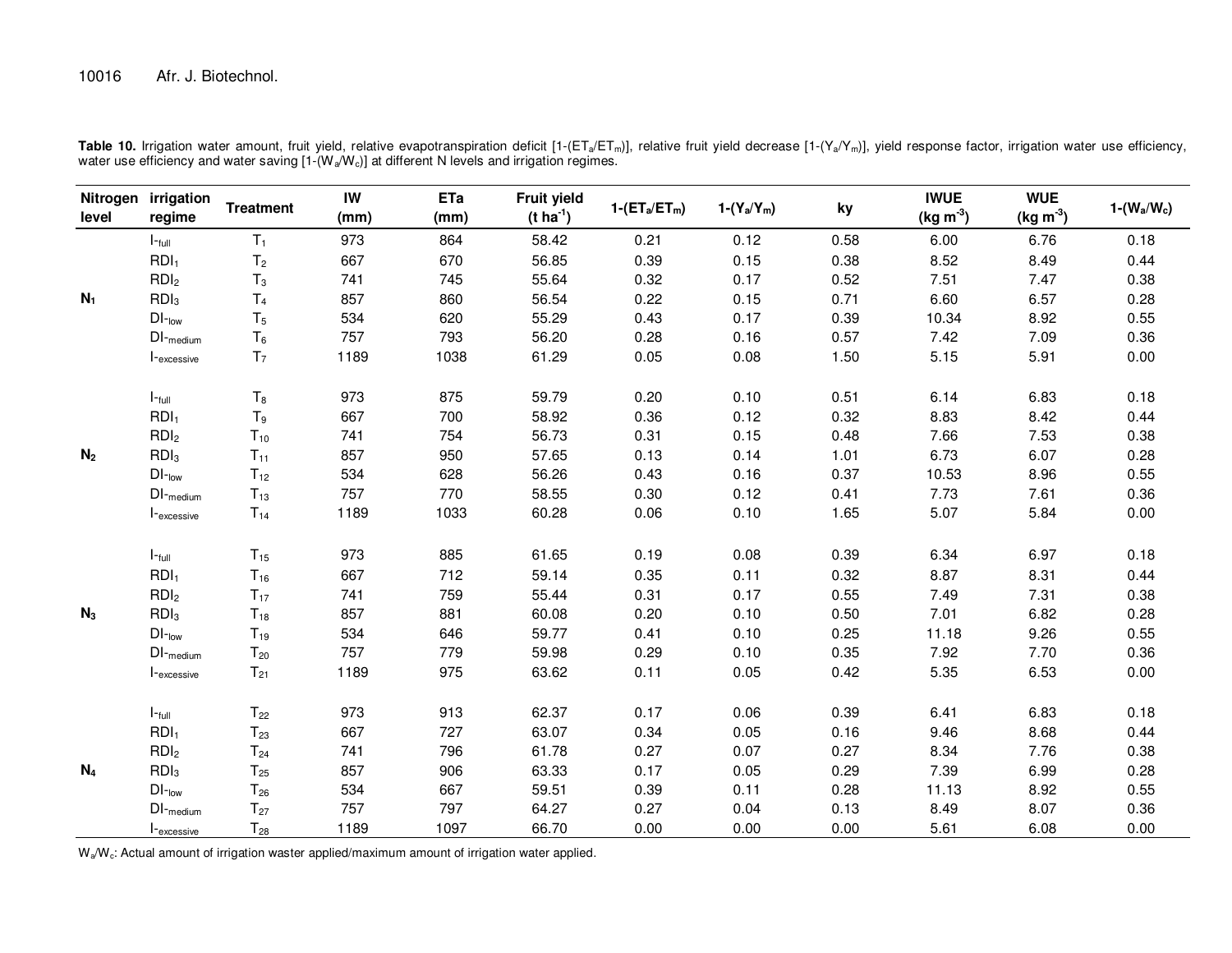**Table 10.** Irrigation water amount, fruit yield, relative evapotranspiration deficit [$1-(ET_a/ET_m)$], relative fruit yield decrease [$1-(Y_a/Y_m)$], yield response factor, irrigation water use efficiency, water use efficiency and water saving [$1-(W_a/W_c)$] at different N levels and irrigation regimes.

| Nitrogen level | irrigation regime | Treatment | IW (mm) | ETa (mm) | Fruit yield (t $ha^{-1}$) | $1-(ET_a/ET_m)$ | $1-(Y_a/Y_m)$ | ky | IWUE (kg $m^{-3}$) | WUE (kg $m^{-3}$) | $1-(W_a/W_c)$ |
|---|---|---|---|---|---|---|---|---|---|---|---|
| $N_1$ | $I_{-full}$ | $T_1$ | 973 | 864 | 58.42 | 0.21 | 0.12 | 0.58 | 6.00 | 6.76 | 0.18 |
| | $RDI_1$ | $T_2$ | 667 | 670 | 56.85 | 0.39 | 0.15 | 0.38 | 8.52 | 8.49 | 0.44 |
| | $RDI_2$ | $T_3$ | 741 | 745 | 55.64 | 0.32 | 0.17 | 0.52 | 7.51 | 7.47 | 0.38 |
| | $RDI_3$ | $T_4$ | 857 | 860 | 56.54 | 0.22 | 0.15 | 0.71 | 6.60 | 6.57 | 0.28 |
| | $DI_{-low}$ | $T_5$ | 534 | 620 | 55.29 | 0.43 | 0.17 | 0.39 | 10.34 | 8.92 | 0.55 |
| | $DI_{-medium}$ | $T_6$ | 757 | 793 | 56.20 | 0.28 | 0.16 | 0.57 | 7.42 | 7.09 | 0.36 |
| | $I_{-excessive}$ | $T_7$ | 1189 | 1038 | 61.29 | 0.05 | 0.08 | 1.50 | 5.15 | 5.91 | 0.00 |
| $N_2$ | $I_{-full}$ | $T_8$ | 973 | 875 | 59.79 | 0.20 | 0.10 | 0.51 | 6.14 | 6.83 | 0.18 |
| | $RDI_1$ | $T_9$ | 667 | 700 | 58.92 | 0.36 | 0.12 | 0.32 | 8.83 | 8.42 | 0.44 |
| | $RDI_2$ | $T_{10}$ | 741 | 754 | 56.73 | 0.31 | 0.15 | 0.48 | 7.66 | 7.53 | 0.38 |
| | $RDI_3$ | $T_{11}$ | 857 | 950 | 57.65 | 0.13 | 0.14 | 1.01 | 6.73 | 6.07 | 0.28 |
| | $DI_{-low}$ | $T_{12}$ | 534 | 628 | 56.26 | 0.43 | 0.16 | 0.37 | 10.53 | 8.96 | 0.55 |
| | $DI_{-medium}$ | $T_{13}$ | 757 | 770 | 58.55 | 0.30 | 0.12 | 0.41 | 7.73 | 7.61 | 0.36 |
| | $I_{-excessive}$ | $T_{14}$ | 1189 | 1033 | 60.28 | 0.06 | 0.10 | 1.65 | 5.07 | 5.84 | 0.00 |
| $N_3$ | $I_{-full}$ | $T_{15}$ | 973 | 885 | 61.65 | 0.19 | 0.08 | 0.39 | 6.34 | 6.97 | 0.18 |
| | $RDI_1$ | $T_{16}$ | 667 | 712 | 59.14 | 0.35 | 0.11 | 0.32 | 8.87 | 8.31 | 0.44 |
| | $RDI_2$ | $T_{17}$ | 741 | 759 | 55.44 | 0.31 | 0.17 | 0.55 | 7.49 | 7.31 | 0.38 |
| | $RDI_3$ | $T_{18}$ | 857 | 881 | 60.08 | 0.20 | 0.10 | 0.50 | 7.01 | 6.82 | 0.28 |
| | $DI_{-low}$ | $T_{19}$ | 534 | 646 | 59.77 | 0.41 | 0.10 | 0.25 | 11.18 | 9.26 | 0.55 |
| | $DI_{-medium}$ | $T_{20}$ | 757 | 779 | 59.98 | 0.29 | 0.10 | 0.35 | 7.92 | 7.70 | 0.36 |
| | $I_{-excessive}$ | $T_{21}$ | 1189 | 975 | 63.62 | 0.11 | 0.05 | 0.42 | 5.35 | 6.53 | 0.00 |
| $N_4$ | $I_{-full}$ | $T_{22}$ | 973 | 913 | 62.37 | 0.17 | 0.06 | 0.39 | 6.41 | 6.83 | 0.18 |
| | $RDI_1$ | $T_{23}$ | 667 | 727 | 63.07 | 0.34 | 0.05 | 0.16 | 9.46 | 8.68 | 0.44 |
| | $RDI_2$ | $T_{24}$ | 741 | 796 | 61.78 | 0.27 | 0.07 | 0.27 | 8.34 | 7.76 | 0.38 |
| | $RDI_3$ | $T_{25}$ | 857 | 906 | 63.33 | 0.17 | 0.05 | 0.29 | 7.39 | 6.99 | 0.28 |
| | $DI_{-low}$ | $T_{26}$ | 534 | 667 | 59.51 | 0.39 | 0.11 | 0.28 | 11.13 | 8.92 | 0.55 |
| | $DI_{-medium}$ | $T_{27}$ | 757 | 797 | 64.27 | 0.27 | 0.04 | 0.13 | 8.49 | 8.07 | 0.36 |
| | $I_{-excessive}$ | $T_{28}$ | 1189 | 1097 | 66.70 | 0.00 | 0.00 | 0.00 | 5.61 | 6.08 | 0.00 |

$W_a/W_c$: Actual amount of irrigation waster applied/maximum amount of irrigation water applied.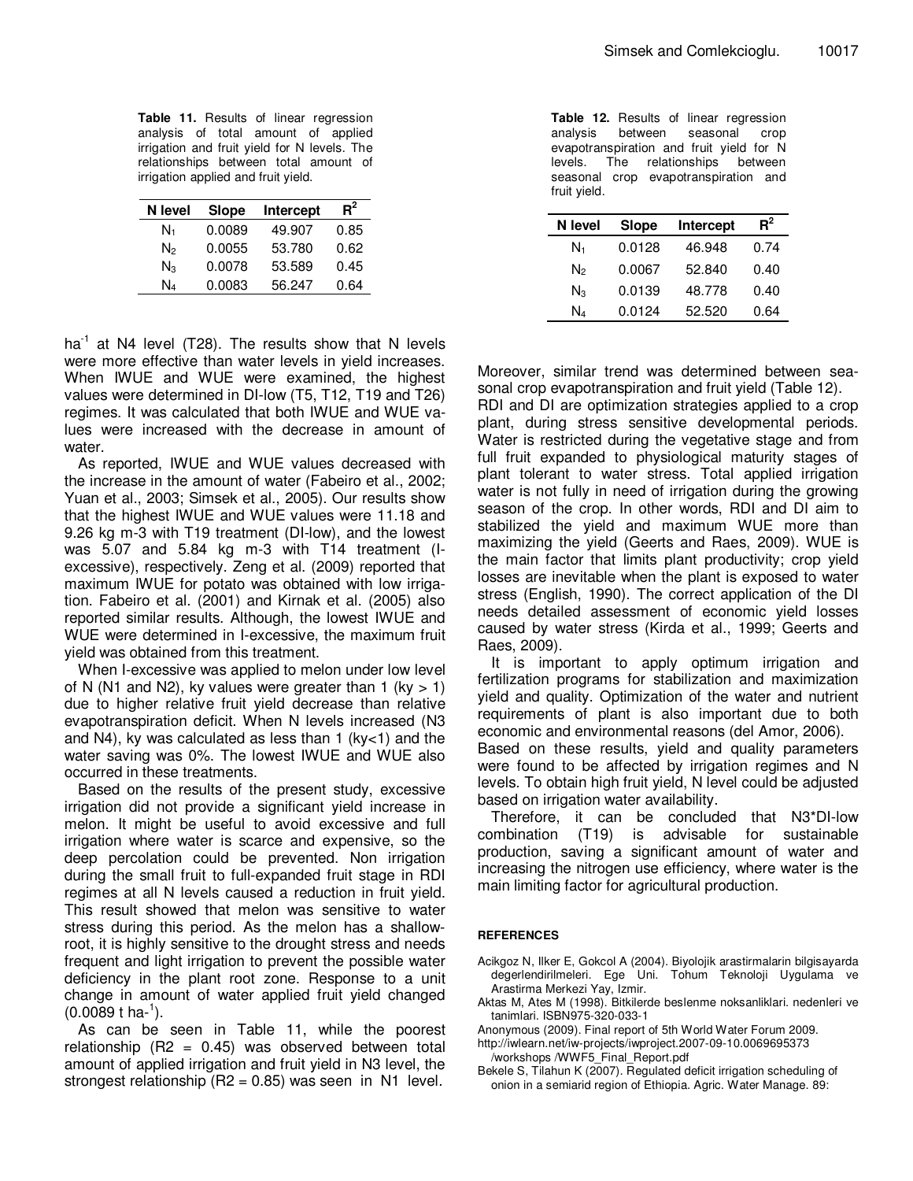**Table 11.** Results of linear regression analysis of total amount of applied irrigation and fruit yield for N levels. The relationships between total amount of irrigation applied and fruit yield.

| N level | Slope | Intercept | $R^2$ |
|---|---|---|---|
| $N_1$ | 0.0089 | 49.907 | 0.85 |
| $N_2$ | 0.0055 | 53.780 | 0.62 |
| $N_3$ | 0.0078 | 53.589 | 0.45 |
| $N_4$ | 0.0083 | 56.247 | 0.64 |

ha$^{-1}$ at N4 level (T28). The results show that N levels were more effective than water levels in yield increases. When IWUE and WUE were examined, the highest values were determined in DI-low (T5, T12, T19 and T26) regimes. It was calculated that both IWUE and WUE values were increased with the decrease in amount of water.

As reported, IWUE and WUE values decreased with the increase in the amount of water (Fabeiro et al., 2002; Yuan et al., 2003; Simsek et al., 2005). Our results show that the highest IWUE and WUE values were 11.18 and 9.26 kg m-3 with T19 treatment (DI-low), and the lowest was 5.07 and 5.84 kg m-3 with T14 treatment (I-excessive), respectively. Zeng et al. (2009) reported that maximum IWUE for potato was obtained with low irrigation. Fabeiro et al. (2001) and Kirnak et al. (2005) also reported similar results. Although, the lowest IWUE and WUE were determined in I-excessive, the maximum fruit yield was obtained from this treatment.

When I-excessive was applied to melon under low level of N (N1 and N2), ky values were greater than 1 (ky > 1) due to higher relative fruit yield decrease than relative evapotranspiration deficit. When N levels increased (N3 and N4), ky was calculated as less than 1 (ky<1) and the water saving was 0%. The lowest IWUE and WUE also occurred in these treatments.

Based on the results of the present study, excessive irrigation did not provide a significant yield increase in melon. It might be useful to avoid excessive and full irrigation where water is scarce and expensive, so the deep percolation could be prevented. Non irrigation during the small fruit to full-expanded fruit stage in RDI regimes at all N levels caused a reduction in fruit yield. This result showed that melon was sensitive to water stress during this period. As the melon has a shallow-root, it is highly sensitive to the drought stress and needs frequent and light irrigation to prevent the possible water deficiency in the plant root zone. Response to a unit change in amount of water applied fruit yield changed (0.0089 t ha-$^{1}$).

As can be seen in Table 11, while the poorest relationship (R2 = 0.45) was observed between total amount of applied irrigation and fruit yield in N3 level, the strongest relationship (R2 = 0.85) was seen in N1 level.

**Table 12.** Results of linear regression analysis between seasonal crop evapotranspiration and fruit yield for N levels. The relationships between seasonal crop evapotranspiration and fruit yield.

| N level | Slope | Intercept | $R^2$ |
|---|---|---|---|
| $N_1$ | 0.0128 | 46.948 | 0.74 |
| $N_2$ | 0.0067 | 52.840 | 0.40 |
| $N_3$ | 0.0139 | 48.778 | 0.40 |
| $N_4$ | 0.0124 | 52.520 | 0.64 |

Moreover, similar trend was determined between seasonal crop evapotranspiration and fruit yield (Table 12).

RDI and DI are optimization strategies applied to a crop plant, during stress sensitive developmental periods. Water is restricted during the vegetative stage and from full fruit expanded to physiological maturity stages of plant tolerant to water stress. Total applied irrigation water is not fully in need of irrigation during the growing season of the crop. In other words, RDI and DI aim to stabilized the yield and maximum WUE more than maximizing the yield (Geerts and Raes, 2009). WUE is the main factor that limits plant productivity; crop yield losses are inevitable when the plant is exposed to water stress (English, 1990). The correct application of the DI needs detailed assessment of economic yield losses caused by water stress (Kirda et al., 1999; Geerts and Raes, 2009).

It is important to apply optimum irrigation and fertilization programs for stabilization and maximization yield and quality. Optimization of the water and nutrient requirements of plant is also important due to both economic and environmental reasons (del Amor, 2006).

Based on these results, yield and quality parameters were found to be affected by irrigation regimes and N levels. To obtain high fruit yield, N level could be adjusted based on irrigation water availability.

Therefore, it can be concluded that N3*DI-low combination (T19) is advisable for sustainable production, saving a significant amount of water and increasing the nitrogen use efficiency, where water is the main limiting factor for agricultural production.

## REFERENCES

Acikgoz N, Ilker E, Gokcol A (2004). Biyolojik arastirmalarin bilgisayarda degerlendirilmeleri. Ege Uni. Tohum Teknoloji Uygulama ve Arastirma Merkezi Yay, Izmir.

Aktas M, Ates M (1998). Bitkilerde beslenme noksanliklari. nedenleri ve tanimlari. ISBN975-320-033-1

Anonymous (2009). Final report of 5th World Water Forum 2009. http://iwlearn.net/iw-projects/iwproject.2007-09-10.0069695373 /workshops /WWF5_Final_Report.pdf

Bekele S, Tilahun K (2007). Regulated deficit irrigation scheduling of onion in a semiarid region of Ethiopia. Agric. Water Manage. 89: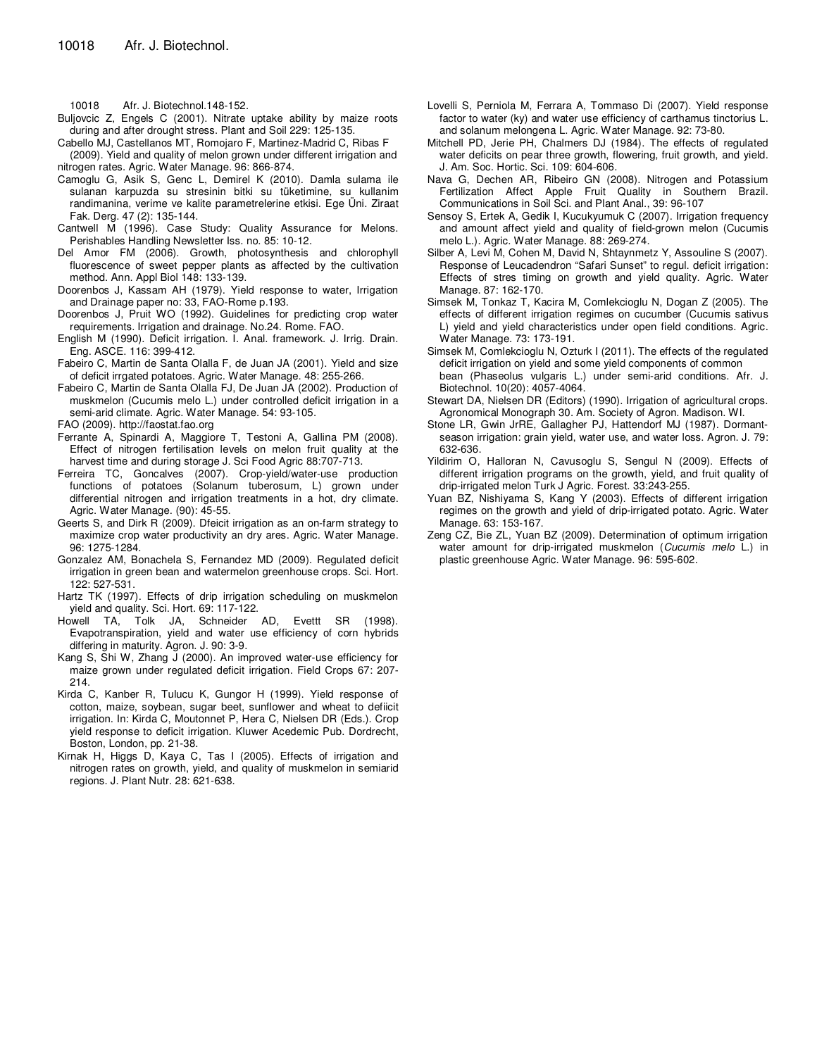10018 Afr. J. Biotechnol.148-152.

Buljovcic Z, Engels C (2001). Nitrate uptake ability by maize roots during and after drought stress. Plant and Soil 229: 125-135.

Cabello MJ, Castellanos MT, Romojaro F, Martinez-Madrid C, Ribas F (2009). Yield and quality of melon grown under different irrigation and nitrogen rates. Agric. Water Manage. 96: 866-874.

Camoglu G, Asik S, Genc L, Demirel K (2010). Damla sulama ile sulanan karpuzda su stresinin bitki su tüketimine, su kullanim randimanina, verime ve kalite parametrelerine etkisi. Ege Üni. Ziraat Fak. Derg. 47 (2): 135-144.

Cantwell M (1996). Case Study: Quality Assurance for Melons. Perishables Handling Newsletter Iss. no. 85: 10-12.

Del Amor FM (2006). Growth, photosynthesis and chlorophyll fluorescence of sweet pepper plants as affected by the cultivation method. Ann. Appl Biol 148: 133-139.

Doorenbos J, Kassam AH (1979). Yield response to water, Irrigation and Drainage paper no: 33, FAO-Rome p.193.

Doorenbos J, Pruit WO (1992). Guidelines for predicting crop water requirements. Irrigation and drainage. No.24. Rome. FAO.

English M (1990). Deficit irrigation. I. Anal. framework. J. Irrig. Drain. Eng. ASCE. 116: 399-412.

Fabeiro C, Martin de Santa Olalla F, de Juan JA (2001). Yield and size of deficit irrgated potatoes. Agric. Water Manage. 48: 255-266.

Fabeiro C, Martin de Santa Olalla FJ, De Juan JA (2002). Production of muskmelon (Cucumis melo L.) under controlled deficit irrigation in a semi-arid climate. Agric. Water Manage. 54: 93-105.

FAO (2009). http://faostat.fao.org

Ferrante A, Spinardi A, Maggiore T, Testoni A, Gallina PM (2008). Effect of nitrogen fertilisation levels on melon fruit quality at the harvest time and during storage J. Sci Food Agric 88:707-713.

Ferreira TC, Goncalves (2007). Crop-yield/water-use production functions of potatoes (Solanum tuberosum, L) grown under differential nitrogen and irrigation treatments in a hot, dry climate. Agric. Water Manage. (90): 45-55.

Geerts S, and Dirk R (2009). Dfeicit irrigation as an on-farm strategy to maximize crop water productivity an dry ares. Agric. Water Manage. 96: 1275-1284.

Gonzalez AM, Bonachela S, Fernandez MD (2009). Regulated deficit irrigation in green bean and watermelon greenhouse crops. Sci. Hort. 122: 527-531.

Hartz TK (1997). Effects of drip irrigation scheduling on muskmelon yield and quality. Sci. Hort. 69: 117-122.

Howell TA, Tolk JA, Schneider AD, Evettt SR (1998). Evapotranspiration, yield and water use efficiency of corn hybrids differing in maturity. Agron. J. 90: 3-9.

Kang S, Shi W, Zhang J (2000). An improved water-use efficiency for maize grown under regulated deficit irrigation. Field Crops 67: 207-214.

Kirda C, Kanber R, Tulucu K, Gungor H (1999). Yield response of cotton, maize, soybean, sugar beet, sunflower and wheat to defiicit irrigation. In: Kirda C, Moutonnet P, Hera C, Nielsen DR (Eds.). Crop yield response to deficit irrigation. Kluwer Acedemic Pub. Dordrecht, Boston, London, pp. 21-38.

Kirnak H, Higgs D, Kaya C, Tas I (2005). Effects of irrigation and nitrogen rates on growth, yield, and quality of muskmelon in semiarid regions. J. Plant Nutr. 28: 621-638.

Lovelli S, Perniola M, Ferrara A, Tommaso Di (2007). Yield response factor to water (ky) and water use efficiency of carthamus tinctorius L. and solanum melongena L. Agric. Water Manage. 92: 73-80.

Mitchell PD, Jerie PH, Chalmers DJ (1984). The effects of regulated water deficits on pear three growth, flowering, fruit growth, and yield. J. Am. Soc. Hortic. Sci. 109: 604-606.

Nava G, Dechen AR, Ribeiro GN (2008). Nitrogen and Potassium Fertilization Affect Apple Fruit Quality in Southern Brazil. Communications in Soil Sci. and Plant Anal., 39: 96-107

Sensoy S, Ertek A, Gedik I, Kucukyumuk C (2007). Irrigation frequency and amount affect yield and quality of field-grown melon (Cucumis melo L.). Agric. Water Manage. 88: 269-274.

Silber A, Levi M, Cohen M, David N, Shtaynmetz Y, Assouline S (2007). Response of Leucadendron "Safari Sunset" to regul. deficit irrigation: Effects of stres timing on growth and yield quality. Agric. Water Manage. 87: 162-170.

Simsek M, Tonkaz T, Kacira M, Comlekcioglu N, Dogan Z (2005). The effects of different irrigation regimes on cucumber (Cucumis sativus L) yield and yield characteristics under open field conditions. Agric. Water Manage. 73: 173-191.

Simsek M, Comlekcioglu N, Ozturk I (2011). The effects of the regulated deficit irrigation on yield and some yield components of common bean (Phaseolus vulgaris L.) under semi-arid conditions. Afr. J. Biotechnol. 10(20): 4057-4064.

Stewart DA, Nielsen DR (Editors) (1990). Irrigation of agricultural crops. Agronomical Monograph 30. Am. Society of Agron. Madison. WI.

Stone LR, Gwin JrRE, Gallagher PJ, Hattendorf MJ (1987). Dormant-season irrigation: grain yield, water use, and water loss. Agron. J. 79: 632-636.

Yildirim O, Halloran N, Cavusoglu S, Sengul N (2009). Effects of different irrigation programs on the growth, yield, and fruit quality of drip-irrigated melon Turk J Agric. Forest. 33:243-255.

Yuan BZ, Nishiyama S, Kang Y (2003). Effects of different irrigation regimes on the growth and yield of drip-irrigated potato. Agric. Water Manage. 63: 153-167.

Zeng CZ, Bie ZL, Yuan BZ (2009). Determination of optimum irrigation water amount for drip-irrigated muskmelon (*Cucumis melo* L.) in plastic greenhouse Agric. Water Manage. 96: 595-602.